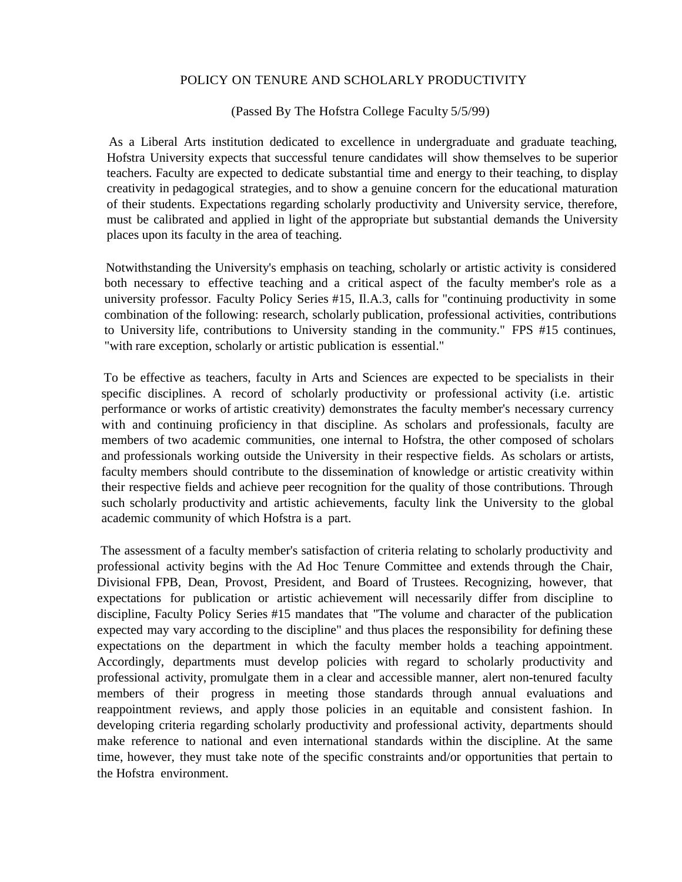# POLICY ON TENURE AND SCHOLARLY PRODUCTIVITY

(Passed By The Hofstra College Faculty 5/5/99)

As a Liberal Arts institution dedicated to excellence in undergraduate and graduate teaching, Hofstra University expects that successful tenure candidates will show themselves to be superior teachers. Faculty are expected to dedicate substantial time and energy to their teaching, to display creativity in pedagogical strategies, and to show a genuine concern for the educational maturation of their students. Expectations regarding scholarly productivity and University service, therefore, must be calibrated and applied in light of the appropriate but substantial demands the University places upon its faculty in the area of teaching.

Notwithstanding the University's emphasis on teaching, scholarly or artistic activity is considered both necessary to effective teaching and a critical aspect of the faculty member's role as a university professor. Faculty Policy Series #15, Il.A.3, calls for "continuing productivity in some combination of the following: research, scholarly publication, professional activities, contributions to University life, contributions to University standing in the community." FPS #15 continues, "with rare exception, scholarly or artistic publication is essential."

To be effective as teachers, faculty in Arts and Sciences are expected to be specialists in their specific disciplines. A record of scholarly productivity or professional activity (i.e. artistic performance or works of artistic creativity) demonstrates the faculty member's necessary currency with and continuing proficiency in that discipline. As scholars and professionals, faculty are members of two academic communities, one internal to Hofstra, the other composed of scholars and professionals working outside the University in their respective fields. As scholars or artists, faculty members should contribute to the dissemination of knowledge or artistic creativity within their respective fields and achieve peer recognition for the quality of those contributions. Through such scholarly productivity and artistic achievements, faculty link the University to the global academic community of which Hofstra is a part.

The assessment of a faculty member's satisfaction of criteria relating to scholarly productivity and professional activity begins with the Ad Hoc Tenure Committee and extends through the Chair, Divisional FPB, Dean, Provost, President, and Board of Trustees. Recognizing, however, that expectations for publication or artistic achievement will necessarily differ from discipline to discipline, Faculty Policy Series #15 mandates that "The volume and character of the publication expected may vary according to the discipline" and thus places the responsibility for defining these expectations on the department in which the faculty member holds a teaching appointment. Accordingly, departments must develop policies with regard to scholarly productivity and professional activity, promulgate them in a clear and accessible manner, alert non-tenured faculty members of their progress in meeting those standards through annual evaluations and reappointment reviews, and apply those policies in an equitable and consistent fashion. In developing criteria regarding scholarly productivity and professional activity, departments should make reference to national and even international standards within the discipline. At the same time, however, they must take note of the specific constraints and/or opportunities that pertain to the Hofstra environment.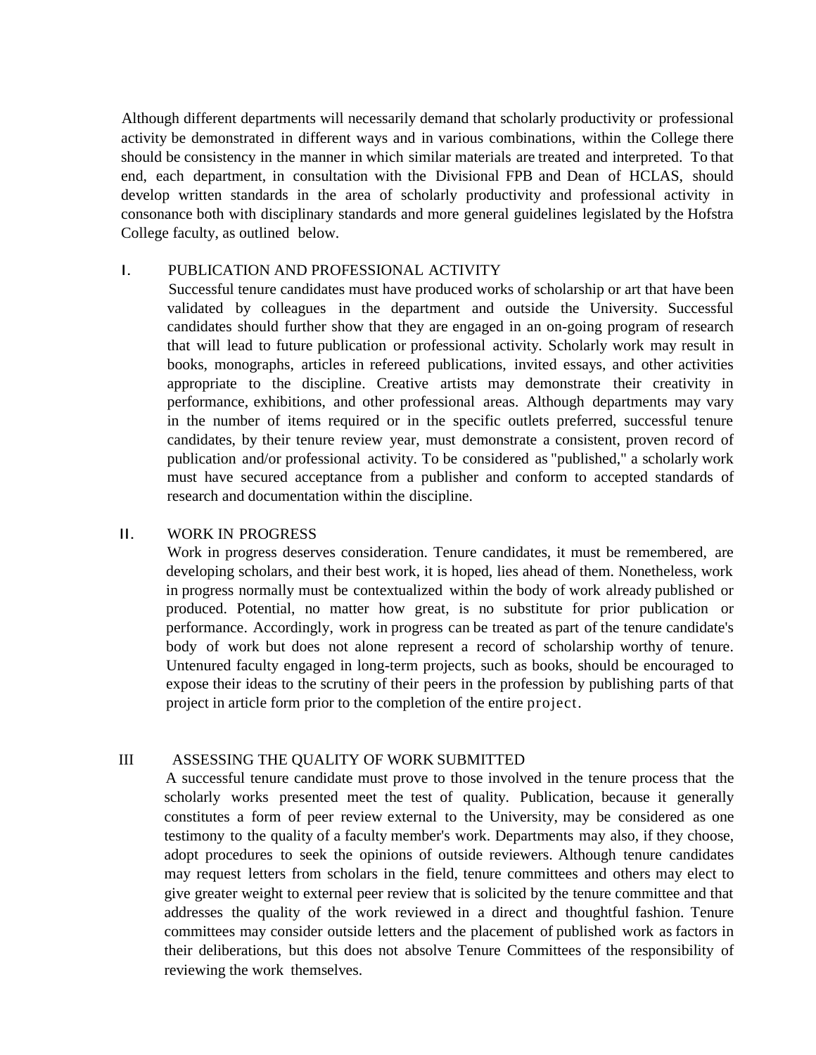Although different departments will necessarily demand that scholarly productivity or professional activity be demonstrated in different ways and in various combinations, within the College there should be consistency in the manner in which similar materials are treated and interpreted. To that end, each department, in consultation with the Divisional FPB and Dean of HCLAS, should develop written standards in the area of scholarly productivity and professional activity in consonance both with disciplinary standards and more general guidelines legislated by the Hofstra College faculty, as outlined below.

## I. PUBLICATION AND PROFESSIONAL ACTIVITY

Successful tenure candidates must have produced works of scholarship or art that have been validated by colleagues in the department and outside the University. Successful candidates should further show that they are engaged in an on-going program of research that will lead to future publication or professional activity. Scholarly work may result in books, monographs, articles in refereed publications, invited essays, and other activities appropriate to the discipline. Creative artists may demonstrate their creativity in performance, exhibitions, and other professional areas. Although departments may vary in the number of items required or in the specific outlets preferred, successful tenure candidates, by their tenure review year, must demonstrate a consistent, proven record of publication and/or professional activity. To be considered as "published," a scholarly work must have secured acceptance from a publisher and conform to accepted standards of research and documentation within the discipline.

## II. WORK IN PROGRESS

Work in progress deserves consideration. Tenure candidates, it must be remembered, are developing scholars, and their best work, it is hoped, lies ahead of them. Nonetheless, work in progress normally must be contextualized within the body of work already published or produced. Potential, no matter how great, is no substitute for prior publication or performance. Accordingly, work in progress can be treated as part of the tenure candidate's body of work but does not alone represent a record of scholarship worthy of tenure. Untenured faculty engaged in long-term projects, such as books, should be encouraged to expose their ideas to the scrutiny of their peers in the profession by publishing parts of that project in article form prior to the completion of the entire project.

## III ASSESSING THE QUALITY OF WORK SUBMITTED

A successful tenure candidate must prove to those involved in the tenure process that the scholarly works presented meet the test of quality. Publication, because it generally constitutes a form of peer review external to the University, may be considered as one testimony to the quality of a faculty member's work. Departments may also, if they choose, adopt procedures to seek the opinions of outside reviewers. Although tenure candidates may request letters from scholars in the field, tenure committees and others may elect to give greater weight to external peer review that is solicited by the tenure committee and that addresses the quality of the work reviewed in a direct and thoughtful fashion. Tenure committees may consider outside letters and the placement of published work as factors in their deliberations, but this does not absolve Tenure Committees of the responsibility of reviewing the work themselves.